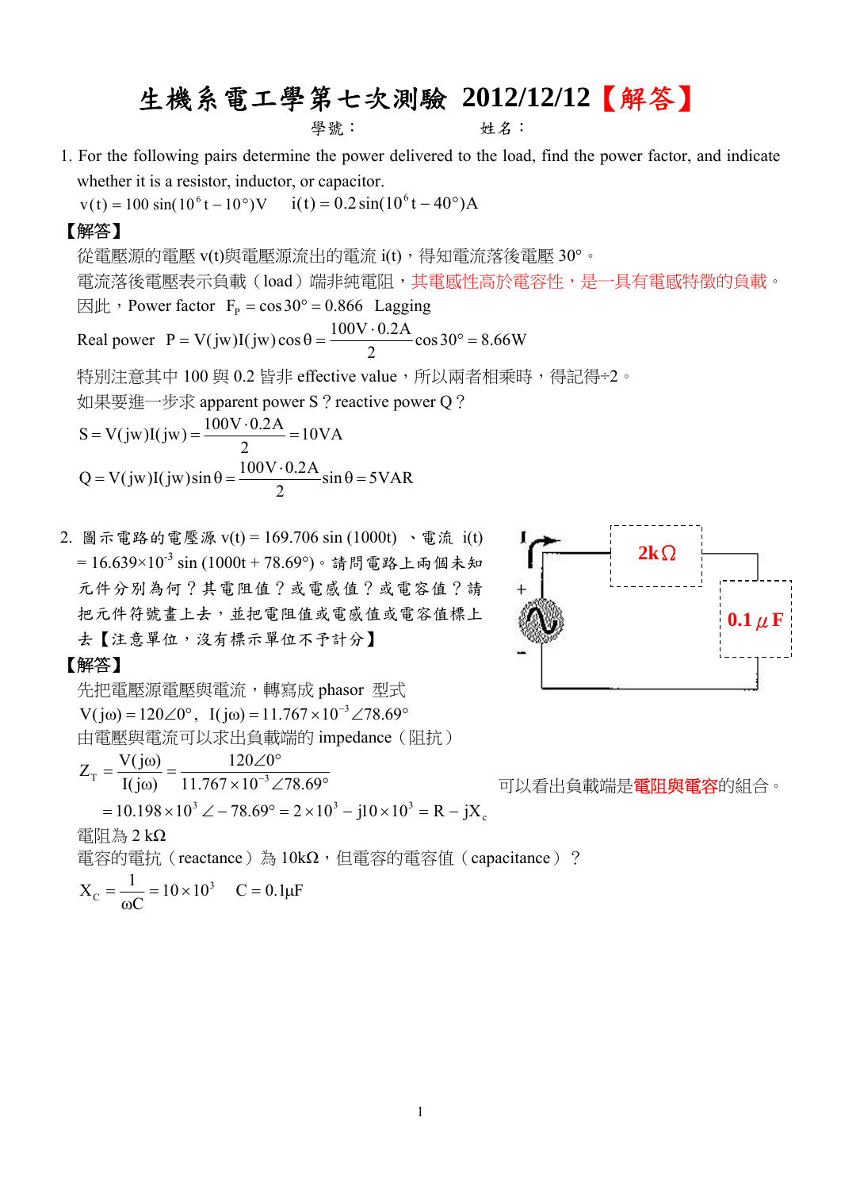# 生機系電工學第七次測驗 2012/12/12【解答】

學號：　　　　　　　姓名：

1. For the following pairs determine the power delivered to the load, find the power factor, and indicate whether it is a resistor, inductor, or capacitor.

   $v(t) = 100\sin(10^6 t - 10°)V \qquad i(t) = 0.2\sin(10^6 t - 40°)A$

**【解答】**

從電壓源的電壓 v(t)與電壓源流出的電流 i(t)，得知電流落後電壓 30°。

電流落後電壓表示負載（load）端非純電阻，其電感性高於電容性，是一具有電感特徵的負載。

因此，Power factor $F_P = \cos 30° = 0.866$ Lagging

Real power $P = V(jw)I(jw)\cos\theta = \dfrac{100V \cdot 0.2A}{2}\cos 30° = 8.66W$

特別注意其中 100 與 0.2 皆非 effective value，所以兩者相乘時，得記得÷2。

如果要進一步求 apparent power S？reactive power Q？

$$S = V(jw)I(jw) = \frac{100V \cdot 0.2A}{2} = 10VA$$

$$Q = V(jw)I(jw)\sin\theta = \frac{100V \cdot 0.2A}{2}\sin\theta = 5VAR$$

2. 圖示電路的電壓源 v(t) = 169.706 sin (1000t) 、電流 i(t) = 16.639×10$^{-3}$ sin (1000t + 78.69°)。請問電路上兩個未知元件分別為何？其電阻值？或電感值？或電容值？請把元件符號畫上去，並把電阻值或電感值或電容值標上去【注意單位，沒有標示單位不予計分】

   (電路圖：I、+、−、2kΩ、0.1 μF)

**【解答】**

先把電壓源電壓與電流，轉寫成 phasor 型式

$V(j\omega) = 120\angle 0°,\ \ I(j\omega) = 11.767\times 10^{-3}\angle 78.69°$

由電壓與電流可以求出負載端的 impedance（阻抗）

$$Z_T = \frac{V(j\omega)}{I(j\omega)} = \frac{120\angle 0°}{11.767\times 10^{-3}\angle 78.69°}$$

$$= 10.198\times 10^3\angle -78.69° = 2\times 10^3 - j10\times 10^3 = R - jX_c$$

可以看出負載端是電阻與電容的組合。

電阻為 2 kΩ

電容的電抗（reactance）為 10kΩ，但電容的電容值（capacitance）？

$$X_C = \frac{1}{\omega C} = 10\times 10^3 \qquad C = 0.1\mu F$$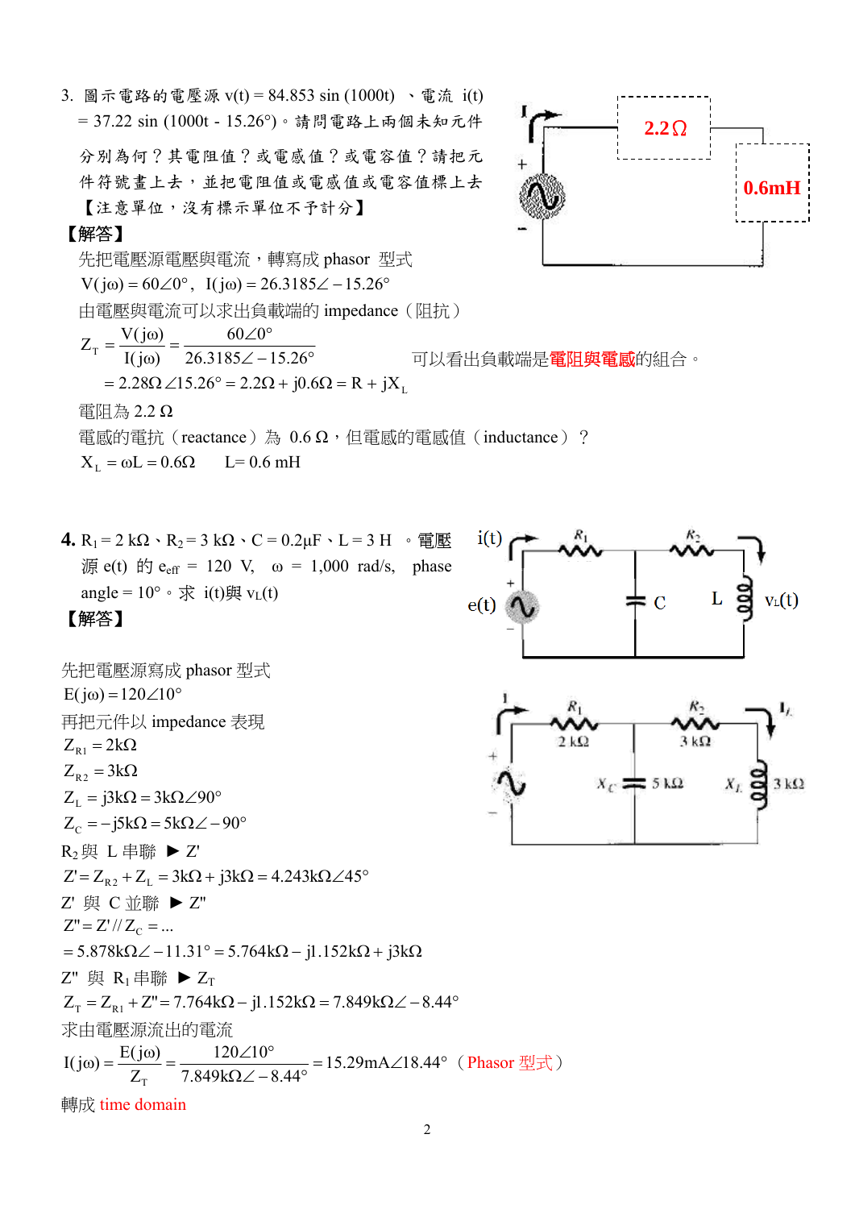3. 圖示電路的電壓源 $v(t) = 84.853 \sin(1000t)$ 、電流 $i(t) = 37.22 \sin(1000t - 15.26°)$。請問電路上兩個未知元件分別為何？其電阻值？或電感值？或電容值？請把元件符號畫上去，並把電阻值或電感值或電容值標上去【注意單位，沒有標示單位不予計分】

2.2Ω

0.6mH

【解答】

先把電壓源電壓與電流，轉寫成 phasor 型式

$V(j\omega) = 60\angle 0°$， $I(j\omega) = 26.3185\angle -15.26°$

由電壓與電流可以求出負載端的 impedance（阻抗）

$$Z_T = \frac{V(j\omega)}{I(j\omega)} = \frac{60\angle 0°}{26.3185\angle -15.26°}$$

可以看出負載端是**電阻與電感**的組合。

$$= 2.28\Omega\angle 15.26° = 2.2\Omega + j0.6\Omega = R + jX_L$$

電阻為 2.2 Ω

電感的電抗（reactance）為 0.6 Ω，但電感的電感值（inductance）？

$X_L = \omega L = 0.6\Omega \qquad L = 0.6\ \text{mH}$

**4.** $R_1 = 2\ k\Omega$、$R_2 = 3\ k\Omega$、$C = 0.2\mu F$、$L = 3\ H$ 。電壓源 $e(t)$ 的 $e_{eff} = 120\ V$, $\omega = 1{,}000\ rad/s$, phase angle = 10°。求 $i(t)$與 $v_L(t)$

【解答】

先把電壓源寫成 phasor 型式

$E(j\omega) = 120\angle 10°$

再把元件以 impedance 表現

$Z_{R1} = 2k\Omega$

$Z_{R2} = 3k\Omega$

$Z_L = j3k\Omega = 3k\Omega\angle 90°$

$Z_C = -j5k\Omega = 5k\Omega\angle -90°$

$R_2$與 L 串聯 ► Z'

$Z' = Z_{R2} + Z_L = 3k\Omega + j3k\Omega = 4.243k\Omega\angle 45°$

Z' 與 C 並聯 ► Z''

$Z'' = Z' // Z_C = ...$

$= 5.878k\Omega\angle -11.31° = 5.764k\Omega - j1.152k\Omega + j3k\Omega$

Z'' 與 $R_1$ 串聯 ► $Z_T$

$Z_T = Z_{R1} + Z'' = 7.764k\Omega - j1.152k\Omega = 7.849k\Omega\angle -8.44°$

求由電壓源流出的電流

$$I(j\omega) = \frac{E(j\omega)}{Z_T} = \frac{120\angle 10°}{7.849k\Omega\angle -8.44°} = 15.29mA\angle 18.44°$$（Phasor 型式）

轉成 time domain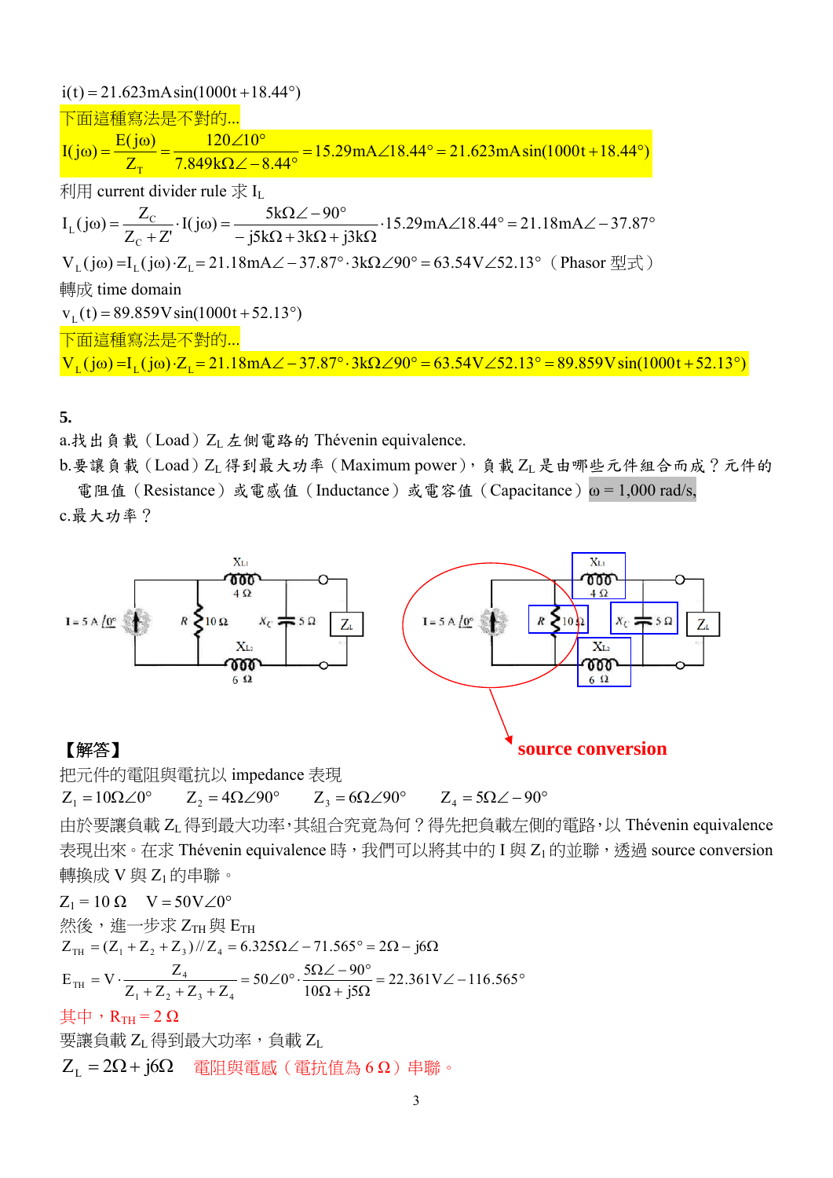$i(t) = 21.623\text{mA}\sin(1000t + 18.44°)$

下面這種寫法是不對的...

$$I(j\omega) = \frac{E(j\omega)}{Z_T} = \frac{120\angle 10°}{7.849\text{k}\Omega\angle -8.44°} = 15.29\text{mA}\angle 18.44° = 21.623\text{mA}\sin(1000t + 18.44°)$$

利用 current divider rule 求 $I_L$

$$I_L(j\omega) = \frac{Z_C}{Z_C + Z'} \cdot I(j\omega) = \frac{5\text{k}\Omega\angle -90°}{-j5\text{k}\Omega + 3\text{k}\Omega + j3\text{k}\Omega} \cdot 15.29\text{mA}\angle 18.44° = 21.18\text{mA}\angle -37.87°$$

$V_L(j\omega) = I_L(j\omega) \cdot Z_L = 21.18\text{mA}\angle -37.87° \cdot 3\text{k}\Omega\angle 90° = 63.54\text{V}\angle 52.13°$（Phasor 型式）

轉成 time domain

$v_L(t) = 89.859\text{V}\sin(1000t + 52.13°)$

下面這種寫法是不對的...

$V_L(j\omega) = I_L(j\omega) \cdot Z_L = 21.18\text{mA}\angle -37.87° \cdot 3\text{k}\Omega\angle 90° = 63.54\text{V}\angle 52.13° = 89.859\text{V}\sin(1000t + 52.13°)$

**5.**

a.找出負載（Load）$Z_L$ 左側電路的 Thévenin equivalence.

b.要讓負載（Load）$Z_L$ 得到最大功率（Maximum power），負載 $Z_L$ 是由哪些元件組合而成？元件的電阻值（Resistance）或電感值（Inductance）或電容值（Capacitance）$\omega = 1{,}000$ rad/s,

c.最大功率？

source conversion

【解答】

把元件的電阻與電抗以 impedance 表現

$Z_1 = 10\Omega\angle 0°$　　$Z_2 = 4\Omega\angle 90°$　　$Z_3 = 6\Omega\angle 90°$　　$Z_4 = 5\Omega\angle -90°$

由於要讓負載 $Z_L$ 得到最大功率，其組合究竟為何？得先把負載左側的電路，以 Thévenin equivalence 表現出來。在求 Thévenin equivalence 時，我們可以將其中的 I 與 $Z_1$ 的並聯，透過 source conversion 轉換成 V 與 $Z_1$ 的串聯。

$Z_1 = 10\ \Omega$　　$V = 50\text{V}\angle 0°$

然後，進一步求 $Z_{TH}$ 與 $E_{TH}$

$$Z_{TH} = (Z_1 + Z_2 + Z_3) // Z_4 = 6.325\Omega\angle -71.565° = 2\Omega - j6\Omega$$

$$E_{TH} = V \cdot \frac{Z_4}{Z_1 + Z_2 + Z_3 + Z_4} = 50\angle 0° \cdot \frac{5\Omega\angle -90°}{10\Omega + j5\Omega} = 22.361\text{V}\angle -116.565°$$

其中，$R_{TH} = 2\ \Omega$

要讓負載 $Z_L$ 得到最大功率，負載 $Z_L$

$Z_L = 2\Omega + j6\Omega$　電阻與電感（電抗值為 6 Ω）串聯。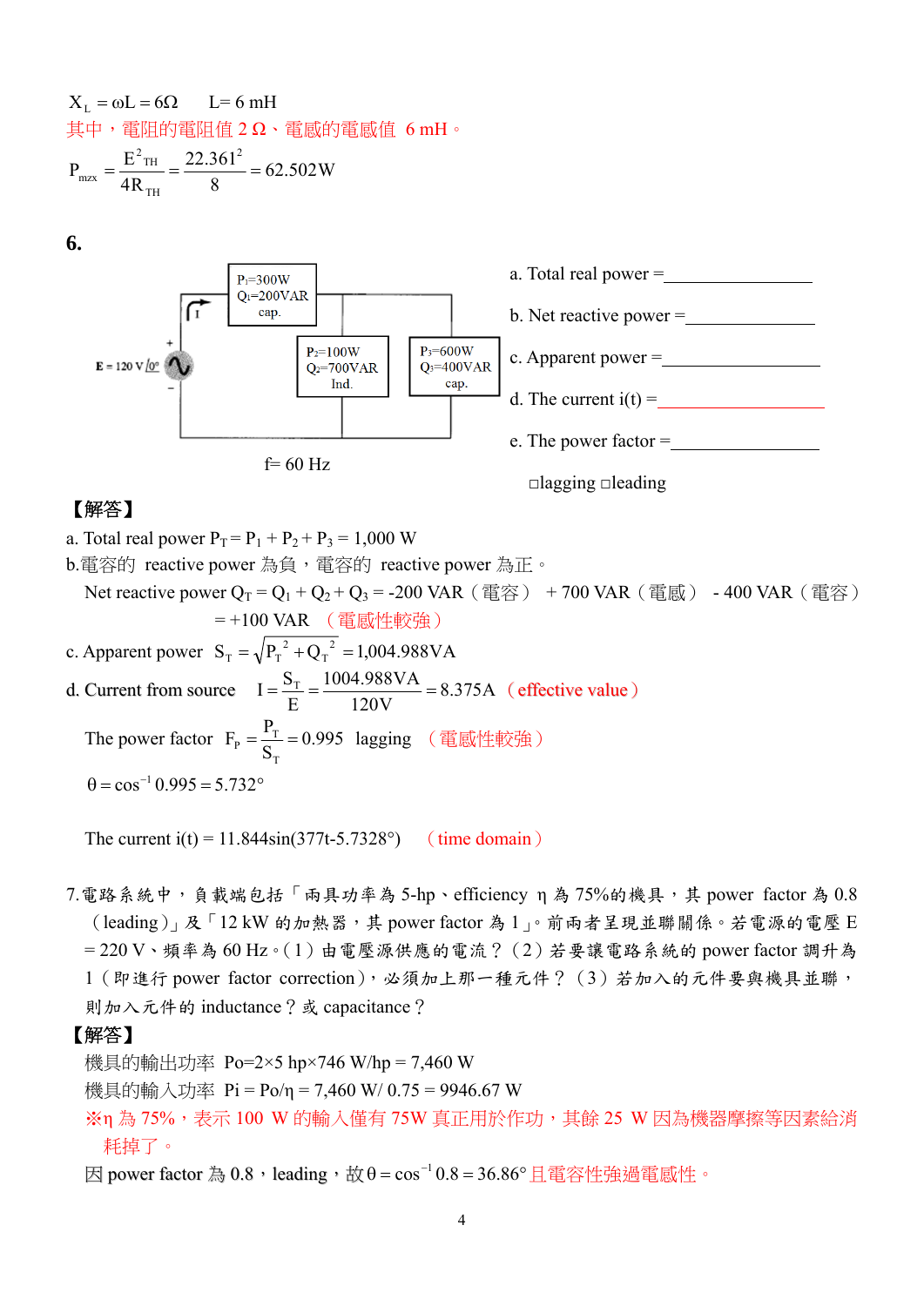$X_L = \omega L = 6\Omega \quad L = 6\ \text{mH}$

其中，電阻的電阻值 2 Ω、電感的電感值 6 mH。

$$P_{mzx} = \frac{E^2_{TH}}{4R_{TH}} = \frac{22.361^2}{8} = 62.502\text{W}$$

**6.**

$P_1$=300W, $Q_1$=200VAR cap.; $P_2$=100W, $Q_2$=700VAR Ind.; $P_3$=600W, $Q_3$=400VAR cap.; E = 120 V ∠0°; I; f= 60 Hz

a. Total real power =________

b. Net reactive power =________

c. Apparent power =________

d. The current i(t) =________

e. The power factor =________

□lagging □leading

【解答】

a. Total real power $P_T = P_1 + P_2 + P_3 = 1{,}000$ W

b.電容的 reactive power 為負，電容的 reactive power 為正。

Net reactive power $Q_T = Q_1 + Q_2 + Q_3$ = -200 VAR（電容） + 700 VAR（電感） - 400 VAR（電容）

= +100 VAR （電感性較強）

c. Apparent power $S_T = \sqrt{P_T^2 + Q_T^2} = 1{,}004.988\text{VA}$

d. Current from source $I = \dfrac{S_T}{E} = \dfrac{1004.988\text{VA}}{120\text{V}} = 8.375\text{A}$ （effective value）

The power factor $F_p = \dfrac{P_T}{S_T} = 0.995$ lagging （電感性較強）

$\theta = \cos^{-1} 0.995 = 5.732°$

The current i(t) = 11.844sin(377t-5.7328°) （time domain）

7.電路系統中，負載端包括「兩具功率為 5-hp、efficiency η 為 75%的機具，其 power factor 為 0.8（leading）」及「12 kW 的加熱器，其 power factor 為 1」。前兩者呈現並聯關係。若電源的電壓 E = 220 V、頻率為 60 Hz。（1）由電壓源供應的電流？（2）若要讓電路系統的 power factor 調升為 1（即進行 power factor correction），必須加上那一種元件？（3）若加入的元件要與機具並聯，則加入元件的 inductance？或 capacitance？

【解答】

機具的輸出功率 Po=2×5 hp×746 W/hp = 7,460 W

機具的輸入功率 Pi = Po/η = 7,460 W/ 0.75 = 9946.67 W

※η 為 75%，表示 100 W 的輸入僅有 75W 真正用於作功，其餘 25 W 因為機器摩擦等因素給消耗掉了。

因 power factor 為 0.8，leading，故 $\theta = \cos^{-1} 0.8 = 36.86°$ 且電容性強過電感性。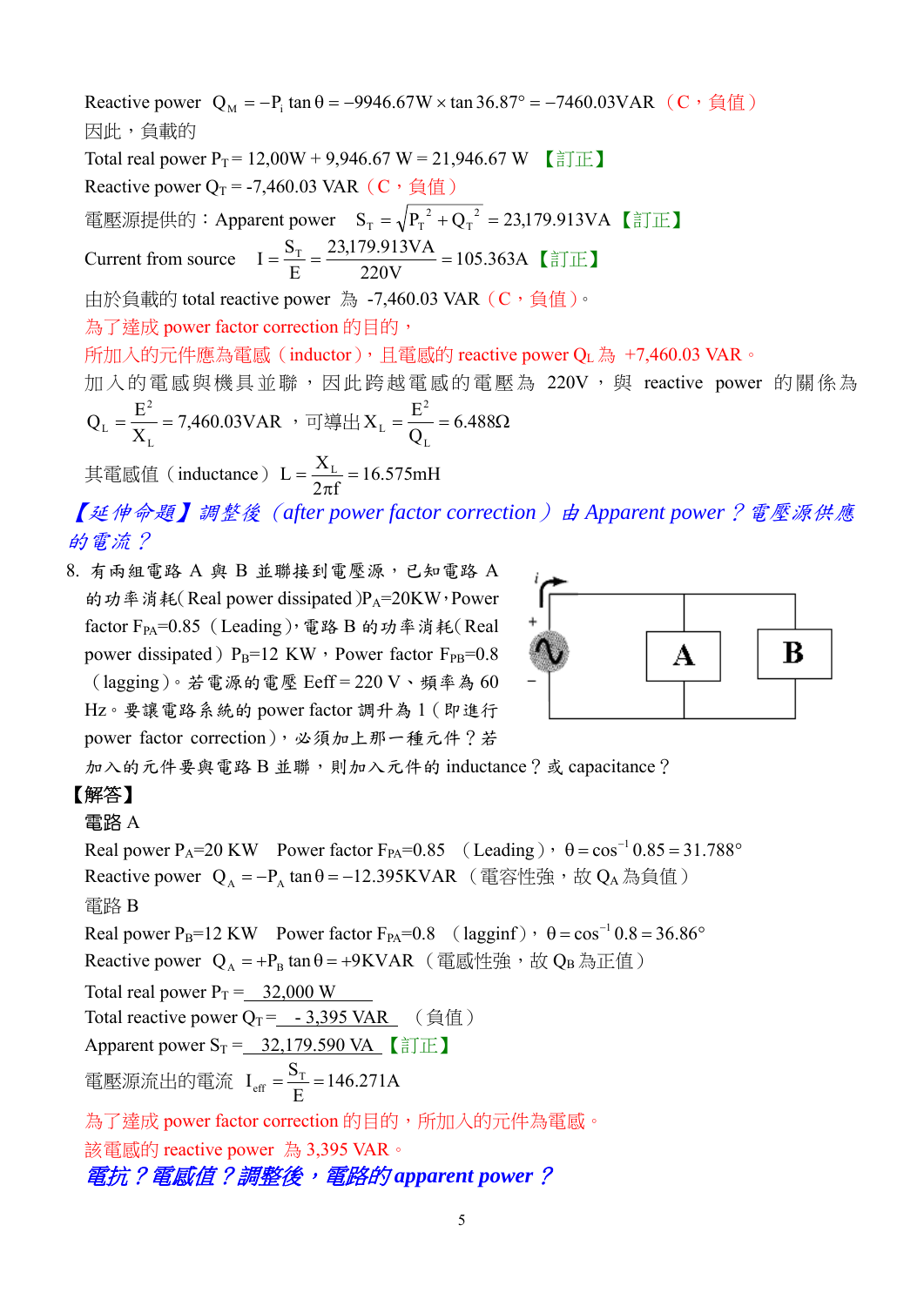Reactive power $Q_M = -P_i \tan\theta = -9946.67\text{W} \times \tan 36.87° = -7460.03\text{VAR}$ （C，負值）

因此，負載的

Total real power $P_T$ = 12,00W + 9,946.67 W = 21,946.67 W 【訂正】

Reactive power $Q_T$ = -7,460.03 VAR（C，負值）

電壓源提供的：Apparent power $S_T = \sqrt{P_T^2 + Q_T^2} = 23{,}179.913\text{VA}$ 【訂正】

Current from source $I = \dfrac{S_T}{E} = \dfrac{23{,}179.913\text{VA}}{220\text{V}} = 105.363\text{A}$ 【訂正】

由於負載的 total reactive power 為 -7,460.03 VAR（C，負值）。

為了達成 power factor correction 的目的，

所加入的元件應為電感（inductor），且電感的 reactive power $Q_L$ 為 +7,460.03 VAR。

加入的電感與機具並聯，因此跨越電感的電壓為 220V，與 reactive power 的關係為

$Q_L = \dfrac{E^2}{X_L} = 7{,}460.03\text{VAR}$，可導出 $X_L = \dfrac{E^2}{Q_L} = 6.488\Omega$

其電感值（inductance）$L = \dfrac{X_L}{2\pi f} = 16.575\text{mH}$

***【延伸命題】調整後（after power factor correction）由 Apparent power？電壓源供應的電流？***

8. 有兩組電路 A 與 B 並聯接到電源，已知電路 A 的功率消耗( Real power dissipated )$P_A$=20KW，Power factor $F_{PA}$=0.85（Leading），電路 B 的功率消耗( Real power dissipated）$P_B$=12 KW，Power factor $F_{PB}$=0.8（lagging）。若電源的電壓 Eeff＝220 V、頻率為 60 Hz。要讓電路系統的 power factor 調升為 1（即進行 power factor correction），必須加上那一種元件？若加入的元件要與電路 B 並聯，則加入元件的 inductance？或 capacitance？

【解答】

電路 A

Real power $P_A$=20 KW　Power factor $F_{PA}$=0.85 （Leading），$\theta = \cos^{-1} 0.85 = 31.788°$

Reactive power $Q_A = -P_A \tan\theta = -12.395\text{KVAR}$（電容性強，故 $Q_A$ 為負值）

電路 B

Real power $P_B$=12 KW　Power factor $F_{PA}$=0.8 （lagginf），$\theta = \cos^{-1} 0.8 = 36.86°$

Reactive power $Q_A = +P_B \tan\theta = +9\text{KVAR}$（電感性強，故 $Q_B$ 為正值）

Total real power $P_T$ = 32,000 W

Total reactive power $Q_T$ = - 3,395 VAR （負值）

Apparent power $S_T$ = 32,179.590 VA 【訂正】

電壓源流出的電流 $I_{eff} = \dfrac{S_T}{E} = 146.271\text{A}$

為了達成 power factor correction 的目的，所加入的元件為電感。

該電感的 reactive power 為 3,395 VAR。

***電抗？電感值？調整後，電路的 apparent power？***